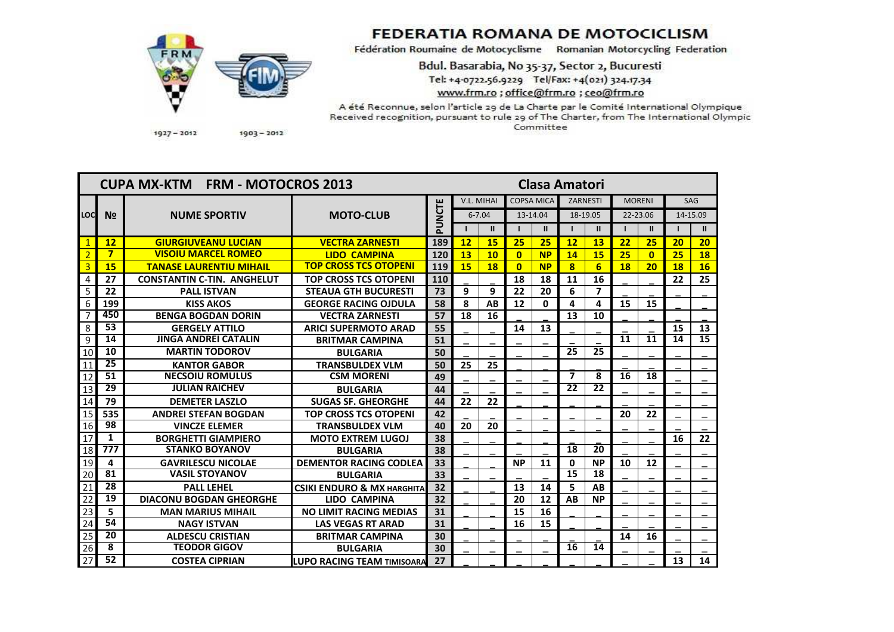# FEDERATIA ROMANA DE MOTOCICLISM

Fédération Roumaine de Motocyclisme Romanian Motorcycling Federation

Bdul. Basarabia, No 35-37, Sector 2, Bucuresti

Tel: +4-0722.56.9229 Tel/Fax: +4(021) 324.17.34

www.frm.ro ; office@frm.ro ; ceo@frm.ro

A été Reconnue, selon l'article 29 de La Charte par le Comité International Olympique
Received recognition, pursuant to rule 29 of The Charter, from The International Olympic Committee

1927 – 2012 1903 – 2012

## CUPA MX-KTM FRM - MOTOCROS 2013 — Clasa Amatori

| LOC | № | NUME SPORTIV | MOTO-CLUB | PUNCTE | V.L. MIHAI 6-7.04 | | COPSA MICA 13-14.04 | | ZARNESTI 18-19.05 | | MORENI 22-23.06 | | SAG 14-15.09 | |
|---|---|---|---|---|---|---|---|---|---|---|---|---|---|---|
| | | | | | I | II | I | II | I | II | I | II | I | II |
| 1 | 12 | GIURGIUVEANU LUCIAN | VECTRA ZARNESTI | 189 | 12 | 15 | 25 | 25 | 12 | 13 | 22 | 25 | 20 | 20 |
| 2 | 7 | VISOIU MARCEL ROMEO | LIDO CAMPINA | 120 | 13 | 10 | 0 | NP | 14 | 15 | 25 | 0 | 25 | 18 |
| 3 | 15 | TANASE LAURENTIU MIHAIL | TOP CROSS TCS OTOPENI | 119 | 15 | 18 | 0 | NP | 8 | 6 | 18 | 20 | 18 | 16 |
| 4 | 27 | CONSTANTIN C-TIN. ANGHELUT | TOP CROSS TCS OTOPENI | 110 | _ | _ | 18 | 18 | 11 | 16 | _ | _ | 22 | 25 |
| 5 | 22 | PALL ISTVAN | STEAUA GTH BUCURESTI | 73 | 9 | 9 | 22 | 20 | 6 | 7 | _ | _ | _ | _ |
| 6 | 199 | KISS AKOS | GEORGE RACING OJDULA | 58 | 8 | AB | 12 | 0 | 4 | 4 | 15 | 15 | _ | _ |
| 7 | 450 | BENGA BOGDAN DORIN | VECTRA ZARNESTI | 57 | 18 | 16 | _ | _ | 13 | 10 | _ | _ | _ | _ |
| 8 | 53 | GERGELY ATTILO | ARICI SUPERMOTO ARAD | 55 | _ | _ | 14 | 13 | _ | _ | _ | _ | 15 | 13 |
| 9 | 14 | JINGA ANDREI CATALIN | BRITMAR CAMPINA | 51 | _ | _ | _ | _ | _ | _ | 11 | 11 | 14 | 15 |
| 10 | 10 | MARTIN TODOROV | BULGARIA | 50 | _ | _ | _ | _ | 25 | 25 | _ | _ | _ | _ |
| 11 | 25 | KANTOR GABOR | TRANSBULDEX VLM | 50 | 25 | 25 | _ | _ | _ | _ | _ | _ | _ | _ |
| 12 | 51 | NECSOIU ROMULUS | CSM MORENI | 49 | _ | _ | _ | _ | 7 | 8 | 16 | 18 | _ | _ |
| 13 | 29 | JULIAN RAICHEV | BULGARIA | 44 | _ | _ | _ | _ | 22 | 22 | _ | _ | _ | _ |
| 14 | 79 | DEMETER LASZLO | SUGAS SF. GHEORGHE | 44 | 22 | 22 | _ | _ | _ | _ | _ | _ | _ | _ |
| 15 | 535 | ANDREI STEFAN BOGDAN | TOP CROSS TCS OTOPENI | 42 | _ | _ | _ | _ | _ | _ | 20 | 22 | _ | _ |
| 16 | 98 | VINCZE ELEMER | TRANSBULDEX VLM | 40 | 20 | 20 | _ | _ | _ | _ | _ | _ | _ | _ |
| 17 | 1 | BORGHETTI GIAMPIERO | MOTO EXTREM LUGOJ | 38 | _ | _ | _ | _ | _ | _ | _ | _ | 16 | 22 |
| 18 | 777 | STANKO BOYANOV | BULGARIA | 38 | _ | _ | _ | _ | 18 | 20 | _ | _ | _ | _ |
| 19 | 4 | GAVRILESCU NICOLAE | DEMENTOR RACING CODLEA | 33 | _ | _ | NP | 11 | 0 | NP | 10 | 12 | _ | _ |
| 20 | 81 | VASIL STOYANOV | BULGARIA | 33 | _ | _ | _ | _ | 15 | 18 | _ | _ | _ | _ |
| 21 | 28 | PALL LEHEL | CSIKI ENDURO & MX HARGHITA | 32 | _ | _ | 13 | 14 | 5 | AB | _ | _ | _ | _ |
| 22 | 19 | DIACONU BOGDAN GHEORGHE | LIDO CAMPINA | 32 | _ | _ | 20 | 12 | AB | NP | _ | _ | _ | _ |
| 23 | 5 | MAN MARIUS MIHAIL | NO LIMIT RACING MEDIAS | 31 | _ | _ | 15 | 16 | _ | _ | _ | _ | _ | _ |
| 24 | 54 | NAGY ISTVAN | LAS VEGAS RT ARAD | 31 | _ | _ | 16 | 15 | _ | _ | _ | _ | _ | _ |
| 25 | 20 | ALDESCU CRISTIAN | BRITMAR CAMPINA | 30 | _ | _ | _ | _ | _ | _ | 14 | 16 | _ | _ |
| 26 | 8 | TEODOR GIGOV | BULGARIA | 30 | _ | _ | _ | _ | 16 | 14 | _ | _ | _ | _ |
| 27 | 52 | COSTEA CIPRIAN | LUPO RACING TEAM TIMISOARA | 27 | _ | _ | _ | _ | _ | _ | _ | _ | 13 | 14 |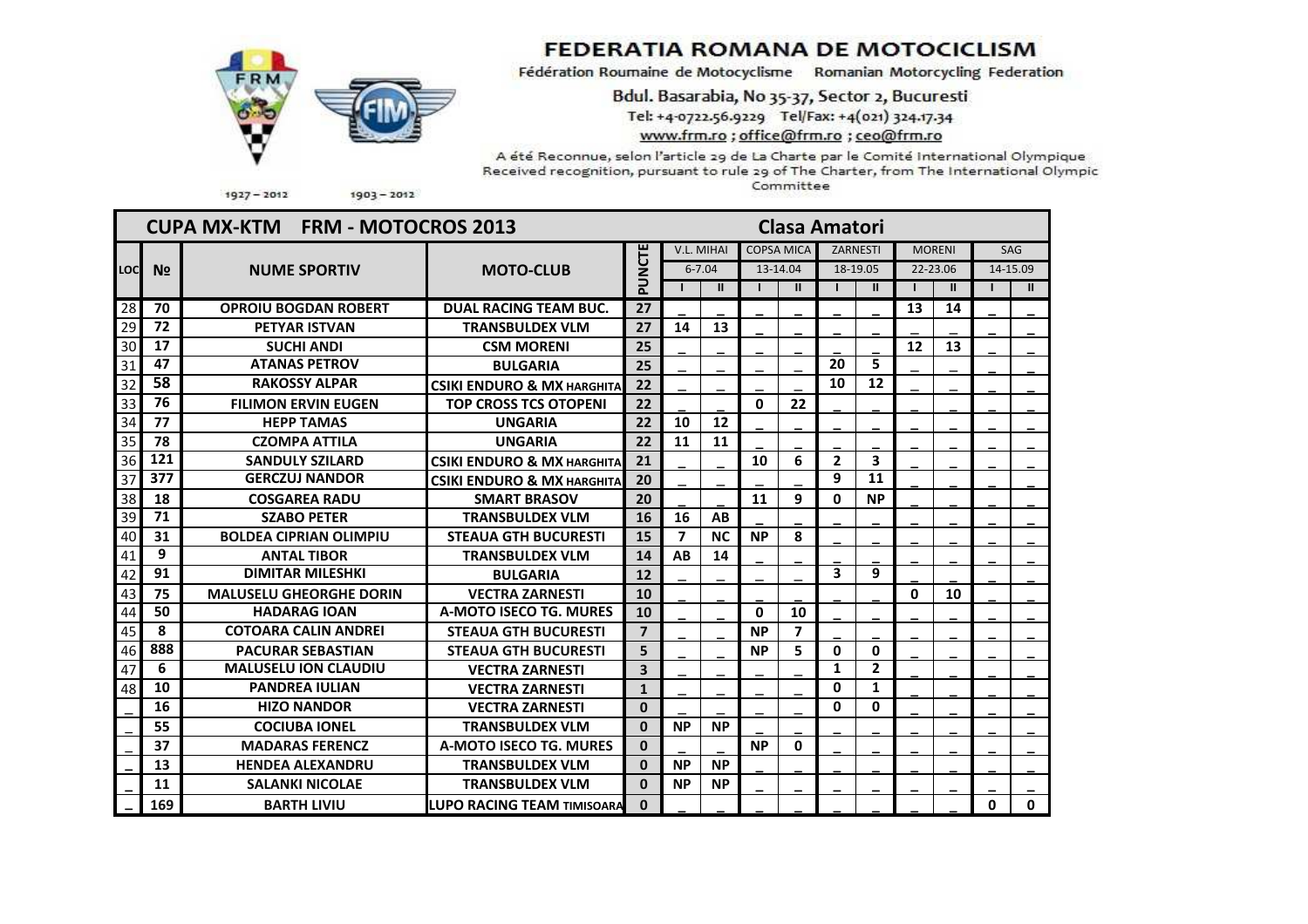# FEDERATIA ROMANA DE MOTOCICLISM

Fédération Roumaine de Motocyclisme Romanian Motorcycling Federation

Bdul. Basarabia, No 35-37, Sector 2, Bucuresti

Tel: +4-0722.56.9229 Tel/Fax: +4(021) 324.17.34

www.frm.ro ; office@frm.ro ; ceo@frm.ro

A été Reconnue, selon l'article 29 de La Charte par le Comité International Olympique
Received recognition, pursuant to rule 29 of The Charter, from The International Olympic Committee

1927 – 2012 1903 – 2012

## CUPA MX-KTM FRM - MOTOCROS 2013 — Clasa Amatori

| LOC | № | NUME SPORTIV | MOTO-CLUB | PUNCTE | V.L. MIHAI 6-7.04 | | COPSA MICA 13-14.04 | | ZARNESTI 18-19.05 | | MORENI 22-23.06 | | SAG 14-15.09 | |
|---|---|---|---|---|---|---|---|---|---|---|---|---|---|---|
| | | | | | I | II | I | II | I | II | I | II | I | II |
| 28 | 70 | OPROIU BOGDAN ROBERT | DUAL RACING TEAM BUC. | 27 | _ | _ | _ | _ | _ | _ | 13 | 14 | _ | _ |
| 29 | 72 | PETYAR ISTVAN | TRANSBULDEX VLM | 27 | 14 | 13 | _ | _ | _ | _ | _ | _ | _ | _ |
| 30 | 17 | SUCHI ANDI | CSM MORENI | 25 | _ | _ | _ | _ | _ | _ | 12 | 13 | _ | _ |
| 31 | 47 | ATANAS PETROV | BULGARIA | 25 | _ | _ | _ | _ | 20 | 5 | _ | _ | _ | _ |
| 32 | 58 | RAKOSSY ALPAR | CSIKI ENDURO & MX HARGHITA | 22 | _ | _ | _ | _ | 10 | 12 | _ | _ | _ | _ |
| 33 | 76 | FILIMON ERVIN EUGEN | TOP CROSS TCS OTOPENI | 22 | _ | _ | 0 | 22 | _ | _ | _ | _ | _ | _ |
| 34 | 77 | HEPP TAMAS | UNGARIA | 22 | 10 | 12 | _ | _ | _ | _ | _ | _ | _ | _ |
| 35 | 78 | CZOMPA ATTILA | UNGARIA | 22 | 11 | 11 | _ | _ | _ | _ | _ | _ | _ | _ |
| 36 | 121 | SANDULY SZILARD | CSIKI ENDURO & MX HARGHITA | 21 | _ | _ | 10 | 6 | 2 | 3 | _ | _ | _ | _ |
| 37 | 377 | GERCZUJ NANDOR | CSIKI ENDURO & MX HARGHITA | 20 | _ | _ | _ | _ | 9 | 11 | _ | _ | _ | _ |
| 38 | 18 | COSGAREA RADU | SMART BRASOV | 20 | _ | _ | 11 | 9 | 0 | NP | _ | _ | _ | _ |
| 39 | 71 | SZABO PETER | TRANSBULDEX VLM | 16 | 16 | AB | _ | _ | _ | _ | _ | _ | _ | _ |
| 40 | 31 | BOLDEA CIPRIAN OLIMPIU | STEAUA GTH BUCURESTI | 15 | 7 | NC | NP | 8 | _ | _ | _ | _ | _ | _ |
| 41 | 9 | ANTAL TIBOR | TRANSBULDEX VLM | 14 | AB | 14 | _ | _ | _ | _ | _ | _ | _ | _ |
| 42 | 91 | DIMITAR MILESHKI | BULGARIA | 12 | _ | _ | _ | _ | 3 | 9 | _ | _ | _ | _ |
| 43 | 75 | MALUSELU GHEORGHE DORIN | VECTRA ZARNESTI | 10 | _ | _ | _ | _ | _ | _ | 0 | 10 | _ | _ |
| 44 | 50 | HADARAG IOAN | A-MOTO ISECO TG. MURES | 10 | _ | _ | 0 | 10 | _ | _ | _ | _ | _ | _ |
| 45 | 8 | COTOARA CALIN ANDREI | STEAUA GTH BUCURESTI | 7 | _ | _ | NP | 7 | _ | _ | _ | _ | _ | _ |
| 46 | 888 | PACURAR SEBASTIAN | STEAUA GTH BUCURESTI | 5 | _ | _ | NP | 5 | 0 | 0 | _ | _ | _ | _ |
| 47 | 6 | MALUSELU ION CLAUDIU | VECTRA ZARNESTI | 3 | _ | _ | _ | _ | 1 | 2 | _ | _ | _ | _ |
| 48 | 10 | PANDREA IULIAN | VECTRA ZARNESTI | 1 | _ | _ | _ | _ | 0 | 1 | _ | _ | _ | _ |
| _ | 16 | HIZO NANDOR | VECTRA ZARNESTI | 0 | _ | _ | _ | _ | 0 | 0 | _ | _ | _ | _ |
| _ | 55 | COCIUBA IONEL | TRANSBULDEX VLM | 0 | NP | NP | _ | _ | _ | _ | _ | _ | _ | _ |
| _ | 37 | MADARAS FERENCZ | A-MOTO ISECO TG. MURES | 0 | _ | _ | NP | 0 | _ | _ | _ | _ | _ | _ |
| _ | 13 | HENDEA ALEXANDRU | TRANSBULDEX VLM | 0 | NP | NP | _ | _ | _ | _ | _ | _ | _ | _ |
| _ | 11 | SALANKI NICOLAE | TRANSBULDEX VLM | 0 | NP | NP | _ | _ | _ | _ | _ | _ | _ | _ |
| _ | 169 | BARTH LIVIU | LUPO RACING TEAM TIMISOARA | 0 | _ | _ | _ | _ | _ | _ | _ | _ | 0 | 0 |